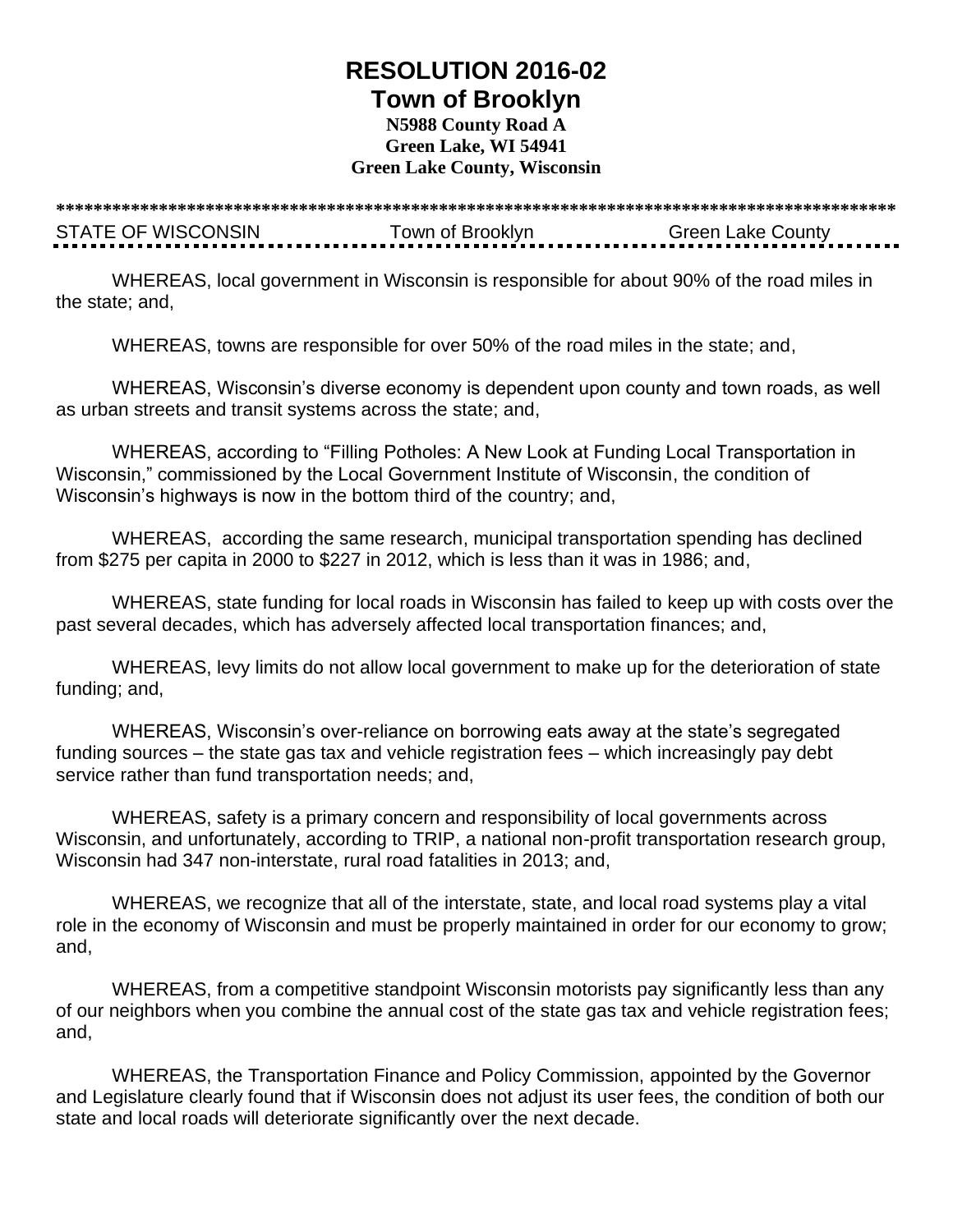# RESOLUTION 2016-02

## Town of Brooklyn

**N5988 County Road A**
**Green Lake, WI 54941**
**Green Lake County, Wisconsin**

******************************************************************************************

STATE OF WISCONSIN Town of Brooklyn Green Lake County

WHEREAS, local government in Wisconsin is responsible for about 90% of the road miles in the state; and,

WHEREAS, towns are responsible for over 50% of the road miles in the state; and,

WHEREAS, Wisconsin's diverse economy is dependent upon county and town roads, as well as urban streets and transit systems across the state; and,

WHEREAS, according to "Filling Potholes: A New Look at Funding Local Transportation in Wisconsin," commissioned by the Local Government Institute of Wisconsin, the condition of Wisconsin's highways is now in the bottom third of the country; and,

WHEREAS, according the same research, municipal transportation spending has declined from $275 per capita in 2000 to $227 in 2012, which is less than it was in 1986; and,

WHEREAS, state funding for local roads in Wisconsin has failed to keep up with costs over the past several decades, which has adversely affected local transportation finances; and,

WHEREAS, levy limits do not allow local government to make up for the deterioration of state funding; and,

WHEREAS, Wisconsin's over-reliance on borrowing eats away at the state's segregated funding sources – the state gas tax and vehicle registration fees – which increasingly pay debt service rather than fund transportation needs; and,

WHEREAS, safety is a primary concern and responsibility of local governments across Wisconsin, and unfortunately, according to TRIP, a national non-profit transportation research group, Wisconsin had 347 non-interstate, rural road fatalities in 2013; and,

WHEREAS, we recognize that all of the interstate, state, and local road systems play a vital role in the economy of Wisconsin and must be properly maintained in order for our economy to grow; and,

WHEREAS, from a competitive standpoint Wisconsin motorists pay significantly less than any of our neighbors when you combine the annual cost of the state gas tax and vehicle registration fees; and,

WHEREAS, the Transportation Finance and Policy Commission, appointed by the Governor and Legislature clearly found that if Wisconsin does not adjust its user fees, the condition of both our state and local roads will deteriorate significantly over the next decade.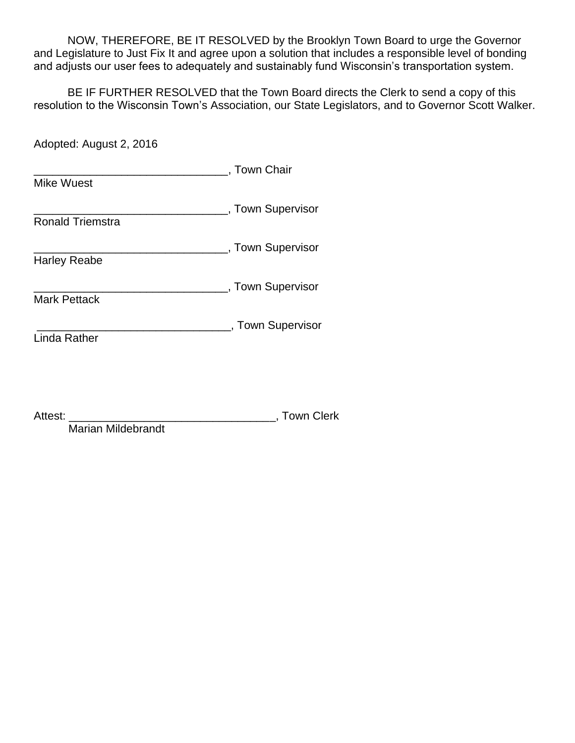NOW, THEREFORE, BE IT RESOLVED by the Brooklyn Town Board to urge the Governor and Legislature to Just Fix It and agree upon a solution that includes a responsible level of bonding and adjusts our user fees to adequately and sustainably fund Wisconsin's transportation system.

BE IF FURTHER RESOLVED that the Town Board directs the Clerk to send a copy of this resolution to the Wisconsin Town's Association, our State Legislators, and to Governor Scott Walker.

Adopted: August 2, 2016

_______________________________, Town Chair
Mike Wuest

_______________________________, Town Supervisor
Ronald Triemstra

_______________________________, Town Supervisor
Harley Reabe

_______________________________, Town Supervisor
Mark Pettack

_______________________________, Town Supervisor
Linda Rather

Attest: _________________________________, Town Clerk
Marian Mildebrandt